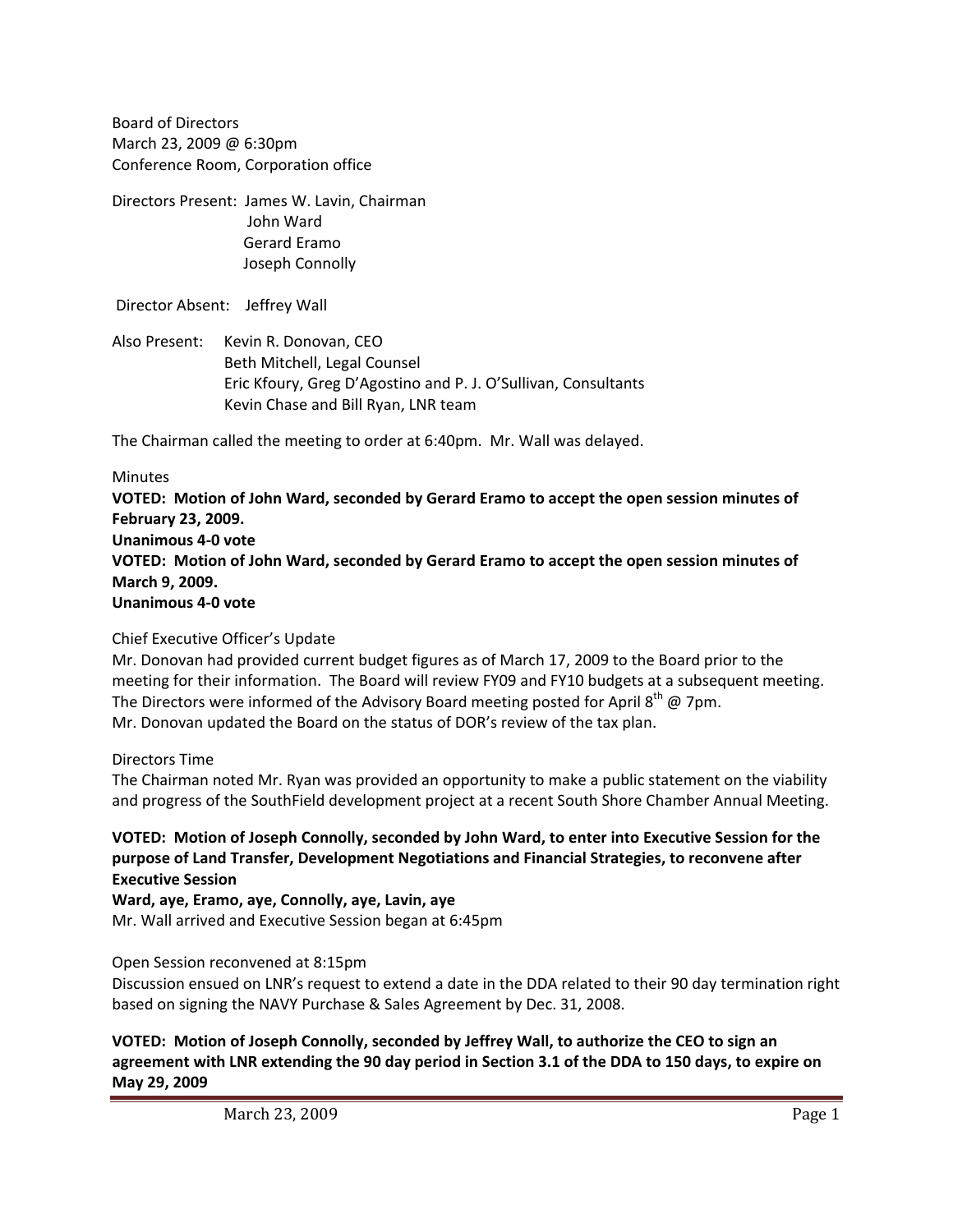Board of Directors
March 23, 2009 @ 6:30pm
Conference Room, Corporation office

Directors Present: James W. Lavin, Chairman
John Ward
Gerard Eramo
Joseph Connolly

Director Absent: Jeffrey Wall

Also Present: Kevin R. Donovan, CEO
Beth Mitchell, Legal Counsel
Eric Kfoury, Greg D'Agostino and P. J. O'Sullivan, Consultants
Kevin Chase and Bill Ryan, LNR team

The Chairman called the meeting to order at 6:40pm. Mr. Wall was delayed.

Minutes

**VOTED: Motion of John Ward, seconded by Gerard Eramo to accept the open session minutes of February 23, 2009.**
**Unanimous 4-0 vote**
**VOTED: Motion of John Ward, seconded by Gerard Eramo to accept the open session minutes of March 9, 2009.**
**Unanimous 4-0 vote**

Chief Executive Officer's Update

Mr. Donovan had provided current budget figures as of March 17, 2009 to the Board prior to the meeting for their information. The Board will review FY09 and FY10 budgets at a subsequent meeting. The Directors were informed of the Advisory Board meeting posted for April 8th @ 7pm.
Mr. Donovan updated the Board on the status of DOR's review of the tax plan.

Directors Time

The Chairman noted Mr. Ryan was provided an opportunity to make a public statement on the viability and progress of the SouthField development project at a recent South Shore Chamber Annual Meeting.

**VOTED: Motion of Joseph Connolly, seconded by John Ward, to enter into Executive Session for the purpose of Land Transfer, Development Negotiations and Financial Strategies, to reconvene after Executive Session**
**Ward, aye, Eramo, aye, Connolly, aye, Lavin, aye**
Mr. Wall arrived and Executive Session began at 6:45pm

Open Session reconvened at 8:15pm

Discussion ensued on LNR's request to extend a date in the DDA related to their 90 day termination right based on signing the NAVY Purchase & Sales Agreement by Dec. 31, 2008.

**VOTED: Motion of Joseph Connolly, seconded by Jeffrey Wall, to authorize the CEO to sign an agreement with LNR extending the 90 day period in Section 3.1 of the DDA to 150 days, to expire on May 29, 2009**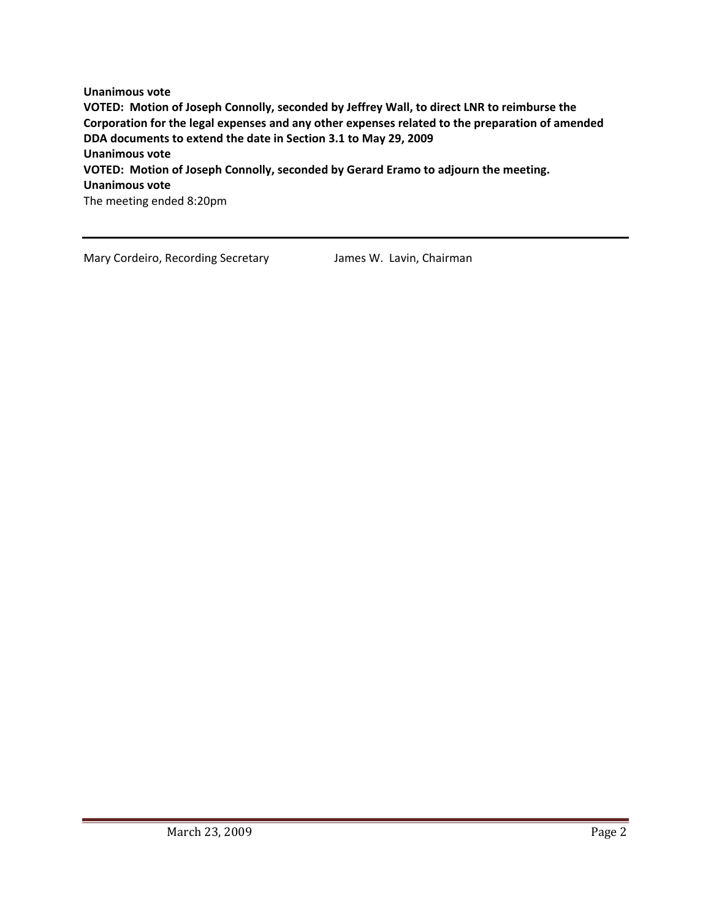**Unanimous vote**

**VOTED: Motion of Joseph Connolly, seconded by Jeffrey Wall, to direct LNR to reimburse the Corporation for the legal expenses and any other expenses related to the preparation of amended DDA documents to extend the date in Section 3.1 to May 29, 2009**

**Unanimous vote**

**VOTED: Motion of Joseph Connolly, seconded by Gerard Eramo to adjourn the meeting.**

**Unanimous vote**

The meeting ended 8:20pm

---

Mary Cordeiro, Recording Secretary    James W. Lavin, Chairman